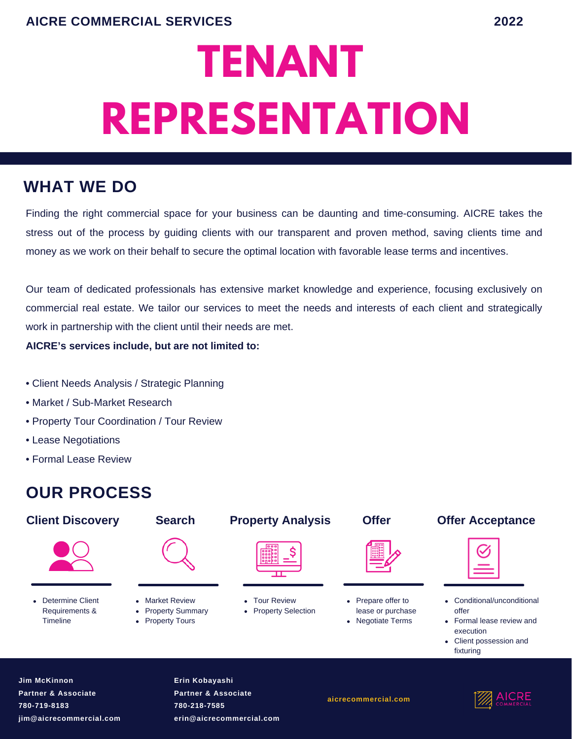AICRE COMMERCIAL SERVICES

2022

# TENANT REPRESENTATION

## WHAT WE DO

Finding the right commercial space for your business can be daunting and time-consuming. AICRE takes the stress out of the process by guiding clients with our transparent and proven method, saving clients time and money as we work on their behalf to secure the optimal location with favorable lease terms and incentives.

Our team of dedicated professionals has extensive market knowledge and experience, focusing exclusively on commercial real estate. We tailor our services to meet the needs and interests of each client and strategically work in partnership with the client until their needs are met.

**AICRE's services include, but are not limited to:**

- Client Needs Analysis / Strategic Planning
- Market / Sub-Market Research
- Property Tour Coordination / Tour Review
- Lease Negotiations
- Formal Lease Review

## OUR PROCESS

### Client Discovery

- Determine Client Requirements & Timeline

### Search

- Market Review
- Property Summary
- Property Tours

### Property Analysis

- Tour Review
- Property Selection

### Offer

- Prepare offer to lease or purchase
- Negotiate Terms

### Offer Acceptance

- Conditional/unconditional offer
- Formal lease review and execution
- Client possession and fixturing

**Jim McKinnon**
**Partner & Associate**
**780-719-8183**
**jim@aicrecommercial.com**

**Erin Kobayashi**
**Partner & Associate**
**780-218-7585**
**erin@aicrecommercial.com**

**aicrecommercial.com**

AICRE COMMERCIAL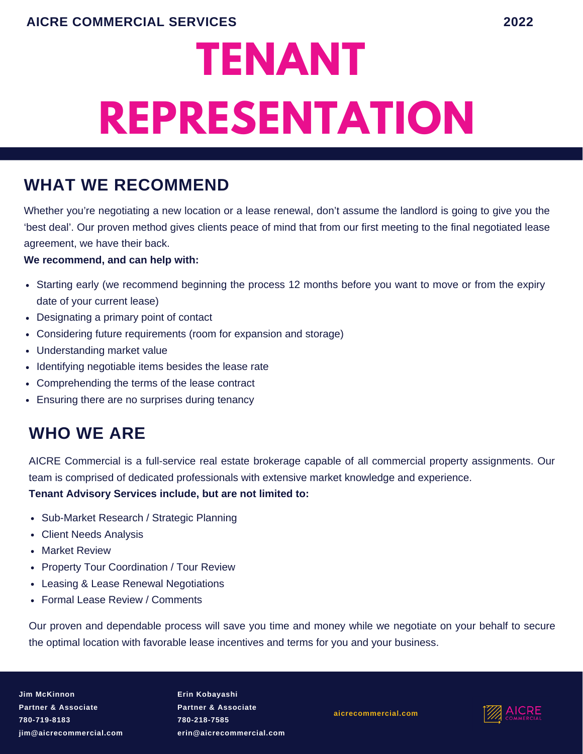AICRE COMMERCIAL SERVICES 2022

# TENANT REPRESENTATION

## WHAT WE RECOMMEND

Whether you're negotiating a new location or a lease renewal, don't assume the landlord is going to give you the 'best deal'. Our proven method gives clients peace of mind that from our first meeting to the final negotiated lease agreement, we have their back.

**We recommend, and can help with:**

- Starting early (we recommend beginning the process 12 months before you want to move or from the expiry date of your current lease)
- Designating a primary point of contact
- Considering future requirements (room for expansion and storage)
- Understanding market value
- Identifying negotiable items besides the lease rate
- Comprehending the terms of the lease contract
- Ensuring there are no surprises during tenancy

## WHO WE ARE

AICRE Commercial is a full-service real estate brokerage capable of all commercial property assignments. Our team is comprised of dedicated professionals with extensive market knowledge and experience.

**Tenant Advisory Services include, but are not limited to:**

- Sub-Market Research / Strategic Planning
- Client Needs Analysis
- Market Review
- Property Tour Coordination / Tour Review
- Leasing & Lease Renewal Negotiations
- Formal Lease Review / Comments

Our proven and dependable process will save you time and money while we negotiate on your behalf to secure the optimal location with favorable lease incentives and terms for you and your business.

**Jim McKinnon**
**Partner & Associate**
**780-719-8183**
**jim@aicrecommercial.com**

**Erin Kobayashi**
**Partner & Associate**
**780-218-7585**
**erin@aicrecommercial.com**

**aicrecommercial.com**

AICRE COMMERCIAL